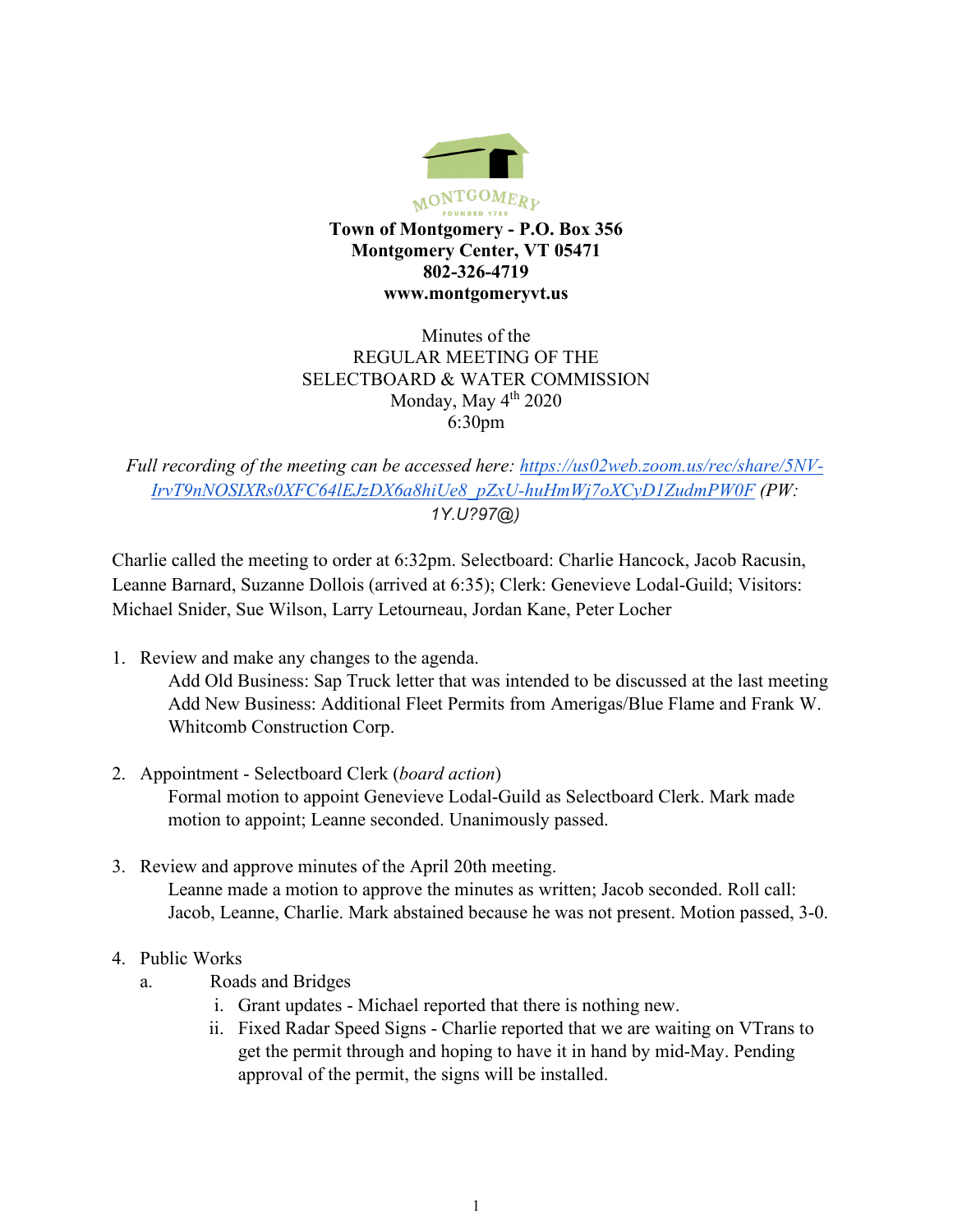MONTGOMERY
FOUNDED 1780

**Town of Montgomery - P.O. Box 356**
**Montgomery Center, VT 05471**
**802-326-4719**
**www.montgomeryvt.us**

Minutes of the
REGULAR MEETING OF THE
SELECTBOARD & WATER COMMISSION
Monday, May 4th 2020
6:30pm

*Full recording of the meeting can be accessed here: [https://us02web.zoom.us/rec/share/5NV-IrvT9nNOSIXRs0XFC64lEJzDX6a8hiUe8_pZxU-huHmWj7oXCyD1ZudmPW0F](https://us02web.zoom.us/rec/share/5NV-IrvT9nNOSIXRs0XFC64lEJzDX6a8hiUe8_pZxU-huHmWj7oXCyD1ZudmPW0F) (PW: 1Y.U?97@)*

Charlie called the meeting to order at 6:32pm. Selectboard: Charlie Hancock, Jacob Racusin, Leanne Barnard, Suzanne Dollois (arrived at 6:35); Clerk: Genevieve Lodal-Guild; Visitors: Michael Snider, Sue Wilson, Larry Letourneau, Jordan Kane, Peter Locher

1. Review and make any changes to the agenda.
   Add Old Business: Sap Truck letter that was intended to be discussed at the last meeting
   Add New Business: Additional Fleet Permits from Amerigas/Blue Flame and Frank W. Whitcomb Construction Corp.

2. Appointment - Selectboard Clerk (*board action*)
   Formal motion to appoint Genevieve Lodal-Guild as Selectboard Clerk. Mark made motion to appoint; Leanne seconded. Unanimously passed.

3. Review and approve minutes of the April 20th meeting.
   Leanne made a motion to approve the minutes as written; Jacob seconded. Roll call: Jacob, Leanne, Charlie. Mark abstained because he was not present. Motion passed, 3-0.

4. Public Works
   a. Roads and Bridges
      i. Grant updates - Michael reported that there is nothing new.
      ii. Fixed Radar Speed Signs - Charlie reported that we are waiting on VTrans to get the permit through and hoping to have it in hand by mid-May. Pending approval of the permit, the signs will be installed.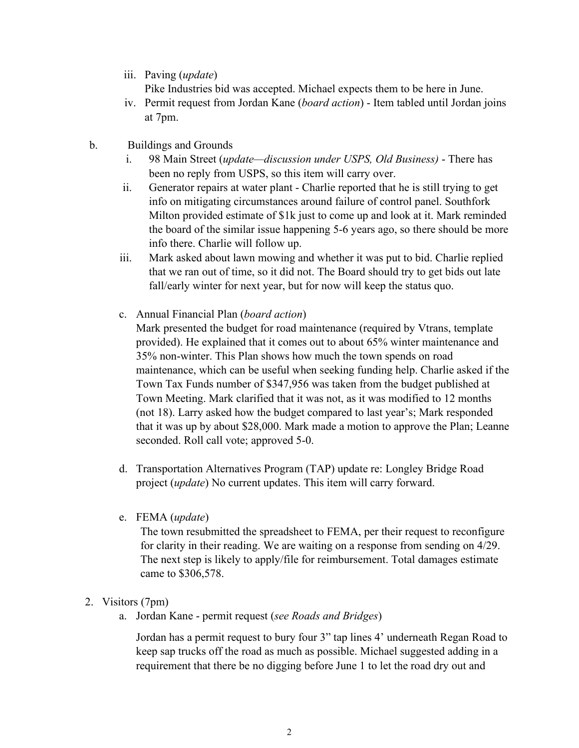iii. Paving (*update*)
     Pike Industries bid was accepted. Michael expects them to be here in June.
iv. Permit request from Jordan Kane (*board action*) - Item tabled until Jordan joins at 7pm.

b. Buildings and Grounds
   i. 98 Main Street (*update—discussion under USPS, Old Business)* - There has been no reply from USPS, so this item will carry over.
   ii. Generator repairs at water plant - Charlie reported that he is still trying to get info on mitigating circumstances around failure of control panel. Southfork Milton provided estimate of $1k just to come up and look at it. Mark reminded the board of the similar issue happening 5-6 years ago, so there should be more info there. Charlie will follow up.
   iii. Mark asked about lawn mowing and whether it was put to bid. Charlie replied that we ran out of time, so it did not. The Board should try to get bids out late fall/early winter for next year, but for now will keep the status quo.

c. Annual Financial Plan (*board action*)
   Mark presented the budget for road maintenance (required by Vtrans, template provided). He explained that it comes out to about 65% winter maintenance and 35% non-winter. This Plan shows how much the town spends on road maintenance, which can be useful when seeking funding help. Charlie asked if the Town Tax Funds number of $347,956 was taken from the budget published at Town Meeting. Mark clarified that it was not, as it was modified to 12 months (not 18). Larry asked how the budget compared to last year's; Mark responded that it was up by about $28,000. Mark made a motion to approve the Plan; Leanne seconded. Roll call vote; approved 5-0.

d. Transportation Alternatives Program (TAP) update re: Longley Bridge Road project (*update*) No current updates. This item will carry forward.

e. FEMA (*update*)
   The town resubmitted the spreadsheet to FEMA, per their request to reconfigure for clarity in their reading. We are waiting on a response from sending on 4/29. The next step is likely to apply/file for reimbursement. Total damages estimate came to $306,578.

2. Visitors (7pm)
   a. Jordan Kane - permit request (*see Roads and Bridges*)

      Jordan has a permit request to bury four 3" tap lines 4' underneath Regan Road to keep sap trucks off the road as much as possible. Michael suggested adding in a requirement that there be no digging before June 1 to let the road dry out and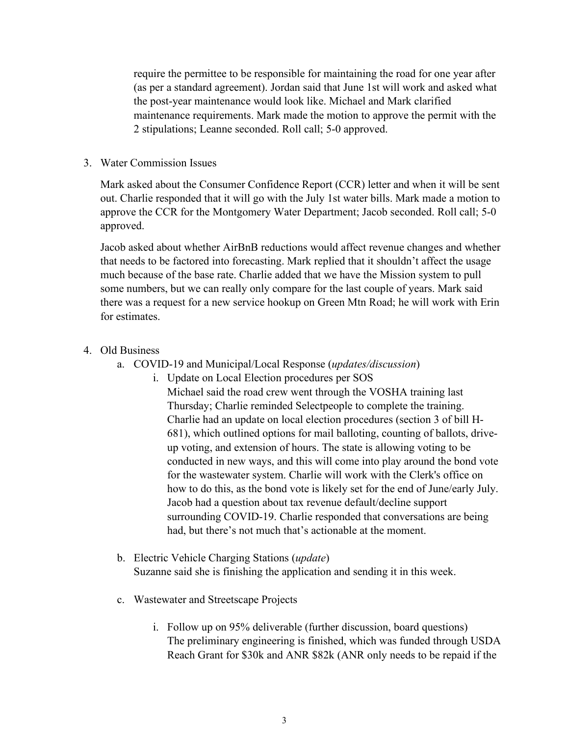require the permittee to be responsible for maintaining the road for one year after (as per a standard agreement). Jordan said that June 1st will work and asked what the post-year maintenance would look like. Michael and Mark clarified maintenance requirements. Mark made the motion to approve the permit with the 2 stipulations; Leanne seconded. Roll call; 5-0 approved.

3. Water Commission Issues

   Mark asked about the Consumer Confidence Report (CCR) letter and when it will be sent out. Charlie responded that it will go with the July 1st water bills. Mark made a motion to approve the CCR for the Montgomery Water Department; Jacob seconded. Roll call; 5-0 approved.

   Jacob asked about whether AirBnB reductions would affect revenue changes and whether that needs to be factored into forecasting. Mark replied that it shouldn't affect the usage much because of the base rate. Charlie added that we have the Mission system to pull some numbers, but we can really only compare for the last couple of years. Mark said there was a request for a new service hookup on Green Mtn Road; he will work with Erin for estimates.

4. Old Business
   a. COVID-19 and Municipal/Local Response (*updates/discussion*)
      i. Update on Local Election procedures per SOS
         Michael said the road crew went through the VOSHA training last Thursday; Charlie reminded Selectpeople to complete the training. Charlie had an update on local election procedures (section 3 of bill H-681), which outlined options for mail balloting, counting of ballots, drive-up voting, and extension of hours. The state is allowing voting to be conducted in new ways, and this will come into play around the bond vote for the wastewater system. Charlie will work with the Clerk's office on how to do this, as the bond vote is likely set for the end of June/early July. Jacob had a question about tax revenue default/decline support surrounding COVID-19. Charlie responded that conversations are being had, but there's not much that's actionable at the moment.

   b. Electric Vehicle Charging Stations (*update*)
      Suzanne said she is finishing the application and sending it in this week.

   c. Wastewater and Streetscape Projects

      i. Follow up on 95% deliverable (further discussion, board questions)
         The preliminary engineering is finished, which was funded through USDA Reach Grant for $30k and ANR $82k (ANR only needs to be repaid if the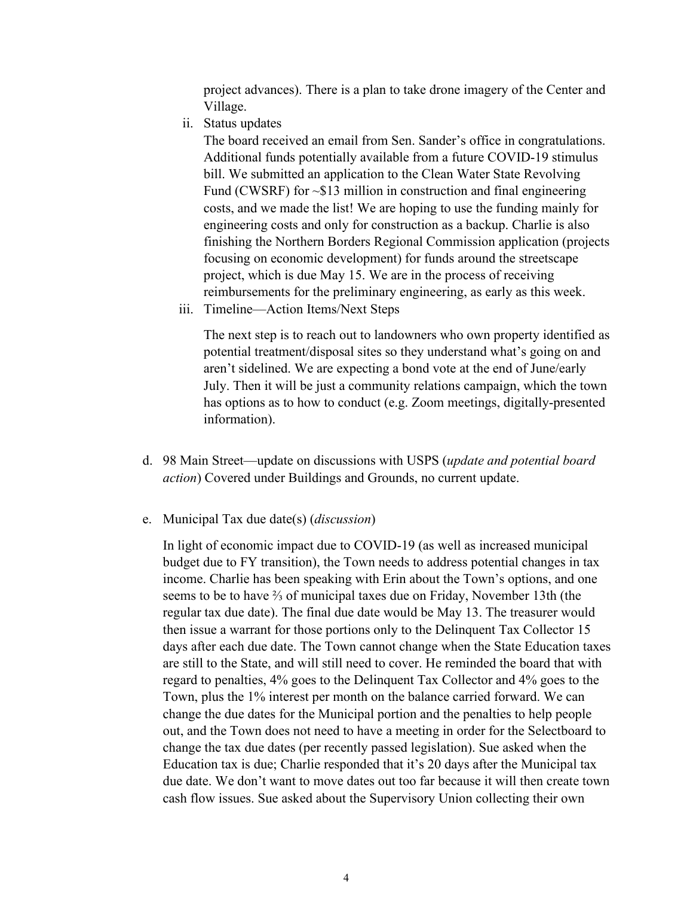project advances). There is a plan to take drone imagery of the Center and Village.

ii. Status updates

The board received an email from Sen. Sander's office in congratulations. Additional funds potentially available from a future COVID-19 stimulus bill. We submitted an application to the Clean Water State Revolving Fund (CWSRF) for ~$13 million in construction and final engineering costs, and we made the list! We are hoping to use the funding mainly for engineering costs and only for construction as a backup. Charlie is also finishing the Northern Borders Regional Commission application (projects focusing on economic development) for funds around the streetscape project, which is due May 15. We are in the process of receiving reimbursements for the preliminary engineering, as early as this week.

iii. Timeline—Action Items/Next Steps

The next step is to reach out to landowners who own property identified as potential treatment/disposal sites so they understand what's going on and aren't sidelined. We are expecting a bond vote at the end of June/early July. Then it will be just a community relations campaign, which the town has options as to how to conduct (e.g. Zoom meetings, digitally-presented information).

d. 98 Main Street—update on discussions with USPS (*update and potential board action*) Covered under Buildings and Grounds, no current update.

e. Municipal Tax due date(s) (*discussion*)

In light of economic impact due to COVID-19 (as well as increased municipal budget due to FY transition), the Town needs to address potential changes in tax income. Charlie has been speaking with Erin about the Town's options, and one seems to be to have ⅔ of municipal taxes due on Friday, November 13th (the regular tax due date). The final due date would be May 13. The treasurer would then issue a warrant for those portions only to the Delinquent Tax Collector 15 days after each due date. The Town cannot change when the State Education taxes are still to the State, and will still need to cover. He reminded the board that with regard to penalties, 4% goes to the Delinquent Tax Collector and 4% goes to the Town, plus the 1% interest per month on the balance carried forward. We can change the due dates for the Municipal portion and the penalties to help people out, and the Town does not need to have a meeting in order for the Selectboard to change the tax due dates (per recently passed legislation). Sue asked when the Education tax is due; Charlie responded that it's 20 days after the Municipal tax due date. We don't want to move dates out too far because it will then create town cash flow issues. Sue asked about the Supervisory Union collecting their own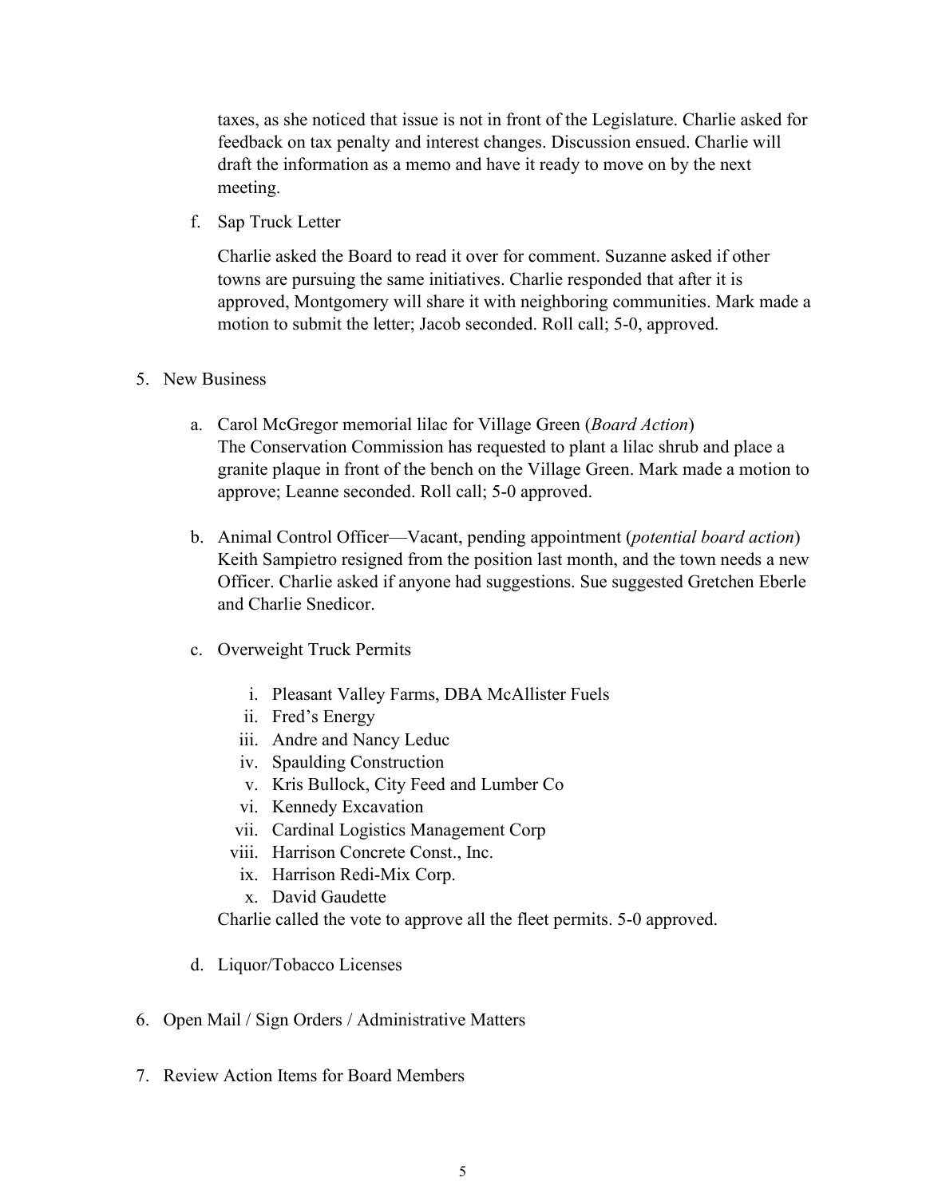taxes, as she noticed that issue is not in front of the Legislature. Charlie asked for feedback on tax penalty and interest changes. Discussion ensued. Charlie will draft the information as a memo and have it ready to move on by the next meeting.

f. Sap Truck Letter

Charlie asked the Board to read it over for comment. Suzanne asked if other towns are pursuing the same initiatives. Charlie responded that after it is approved, Montgomery will share it with neighboring communities. Mark made a motion to submit the letter; Jacob seconded. Roll call; 5-0, approved.

5. New Business

   a. Carol McGregor memorial lilac for Village Green (*Board Action*)
   The Conservation Commission has requested to plant a lilac shrub and place a granite plaque in front of the bench on the Village Green. Mark made a motion to approve; Leanne seconded. Roll call; 5-0 approved.

   b. Animal Control Officer—Vacant, pending appointment (*potential board action*)
   Keith Sampietro resigned from the position last month, and the town needs a new Officer. Charlie asked if anyone had suggestions. Sue suggested Gretchen Eberle and Charlie Snedicor.

   c. Overweight Truck Permits

      i. Pleasant Valley Farms, DBA McAllister Fuels
      ii. Fred's Energy
      iii. Andre and Nancy Leduc
      iv. Spaulding Construction
      v. Kris Bullock, City Feed and Lumber Co
      vi. Kennedy Excavation
      vii. Cardinal Logistics Management Corp
      viii. Harrison Concrete Const., Inc.
      ix. Harrison Redi-Mix Corp.
      x. David Gaudette

   Charlie called the vote to approve all the fleet permits. 5-0 approved.

   d. Liquor/Tobacco Licenses

6. Open Mail / Sign Orders / Administrative Matters

7. Review Action Items for Board Members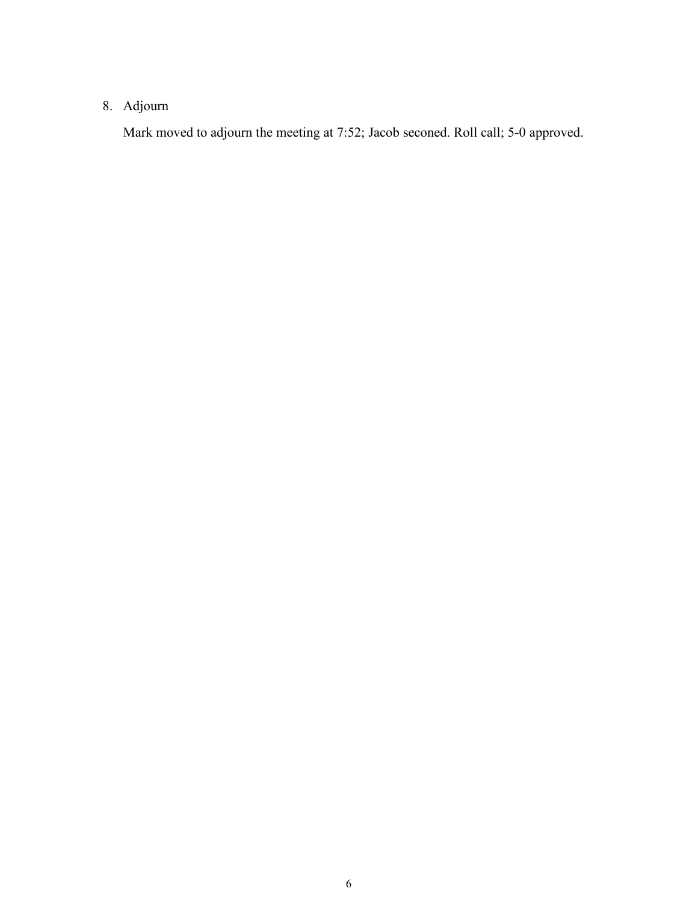8. Adjourn

   Mark moved to adjourn the meeting at 7:52; Jacob seconed. Roll call; 5-0 approved.